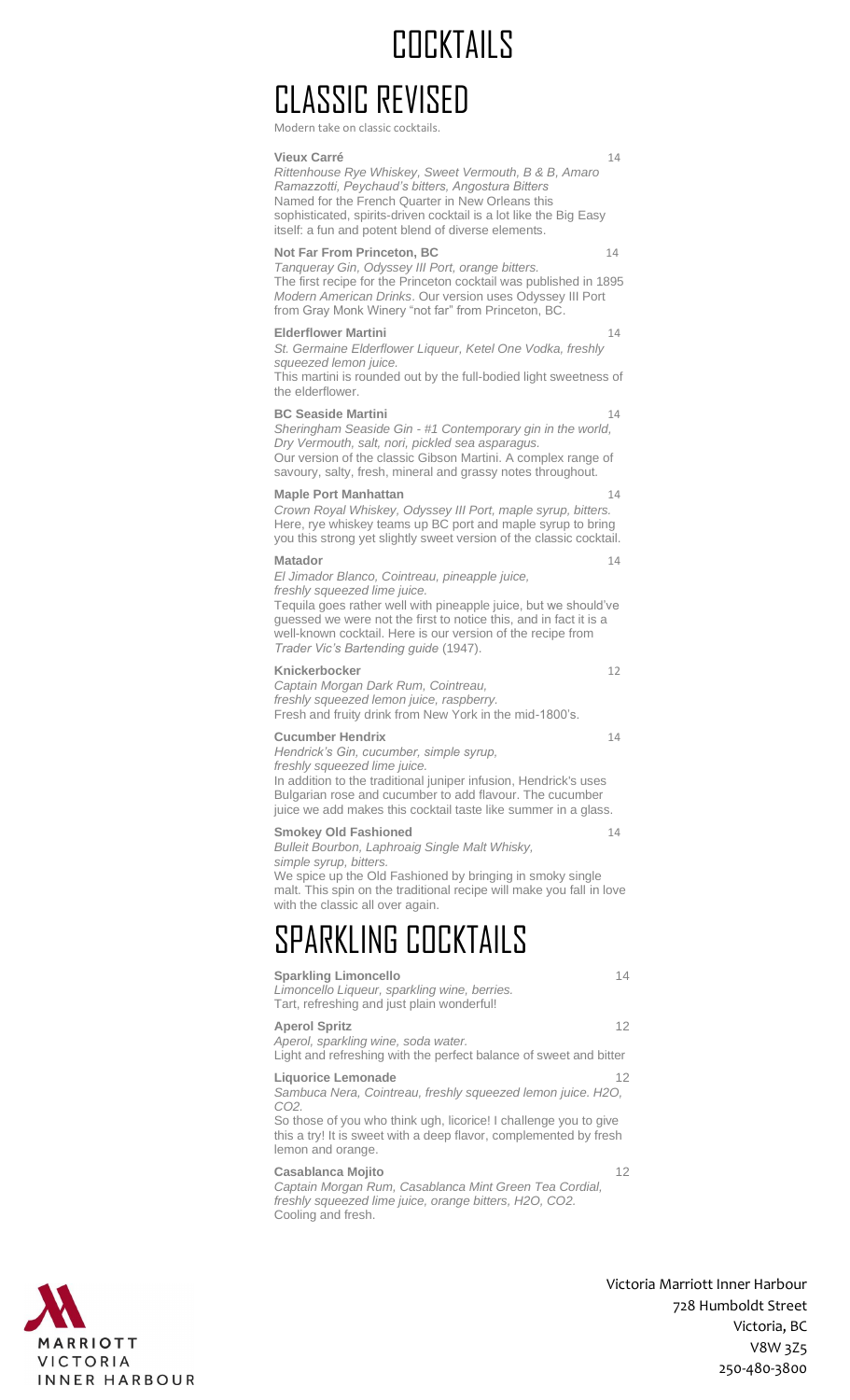# COCKTAILS

## CLASSIC REVISED

Modern take on classic cocktails.

**Vieux Carré** 14

*Rittenhouse Rye Whiskey, Sweet Vermouth, B & B, Amaro Ramazzotti, Peychaud's bitters, Angostura Bitters*

Named for the French Quarter in New Orleans this sophisticated, spirits-driven cocktail is a lot like the Big Easy itself: a fun and potent blend of diverse elements.

**Not Far From Princeton, BC** 14

*Tanqueray Gin, Odyssey III Port, orange bitters.*

The first recipe for the Princeton cocktail was published in 1895 *Modern American Drinks*. Our version uses Odyssey III Port from Gray Monk Winery "not far" from Princeton, BC.

**Elderflower Martini** 14

*St. Germaine Elderflower Liqueur, Ketel One Vodka, freshly squeezed lemon juice.*

This martini is rounded out by the full-bodied light sweetness of the elderflower.

**BC Seaside Martini** 14

*Sheringham Seaside Gin - #1 Contemporary gin in the world, Dry Vermouth, salt, nori, pickled sea asparagus.*

Our version of the classic Gibson Martini. A complex range of savoury, salty, fresh, mineral and grassy notes throughout.

**Maple Port Manhattan** 14

*Crown Royal Whiskey, Odyssey III Port, maple syrup, bitters.*

Here, rye whiskey teams up BC port and maple syrup to bring you this strong yet slightly sweet version of the classic cocktail.

**Matador** 14

*El Jimador Blanco, Cointreau, pineapple juice, freshly squeezed lime juice.*

Tequila goes rather well with pineapple juice, but we should've guessed we were not the first to notice this, and in fact it is a well-known cocktail. Here is our version of the recipe from *Trader Vic's Bartending guide* (1947).

**Knickerbocker** 12

*Captain Morgan Dark Rum, Cointreau, freshly squeezed lemon juice, raspberry.*

Fresh and fruity drink from New York in the mid-1800's.

**Cucumber Hendrix** 14

*Hendrick's Gin, cucumber, simple syrup, freshly squeezed lime juice.*

In addition to the traditional juniper infusion, Hendrick's uses Bulgarian rose and cucumber to add flavour. The cucumber juice we add makes this cocktail taste like summer in a glass.

**Smokey Old Fashioned** 14

*Bulleit Bourbon, Laphroaig Single Malt Whisky, simple syrup, bitters.*

We spice up the Old Fashioned by bringing in smoky single malt. This spin on the traditional recipe will make you fall in love with the classic all over again.

## SPARKLING COCKTAILS

**Sparkling Limoncello** 14

*Limoncello Liqueur, sparkling wine, berries.*

Tart, refreshing and just plain wonderful!

**Aperol Spritz** 12

*Aperol, sparkling wine, soda water.*

Light and refreshing with the perfect balance of sweet and bitter

**Liquorice Lemonade** 12

*Sambuca Nera, Cointreau, freshly squeezed lemon juice. H2O, CO2.*

So those of you who think ugh, licorice! I challenge you to give this a try! It is sweet with a deep flavor, complemented by fresh lemon and orange.

**Casablanca Mojito** 12

*Captain Morgan Rum, Casablanca Mint Green Tea Cordial, freshly squeezed lime juice, orange bitters, H2O, CO2.*

Cooling and fresh.

MARRIOTT VICTORIA INNER HARBOUR

Victoria Marriott Inner Harbour
728 Humboldt Street
Victoria, BC
V8W 3Z5
250-480-3800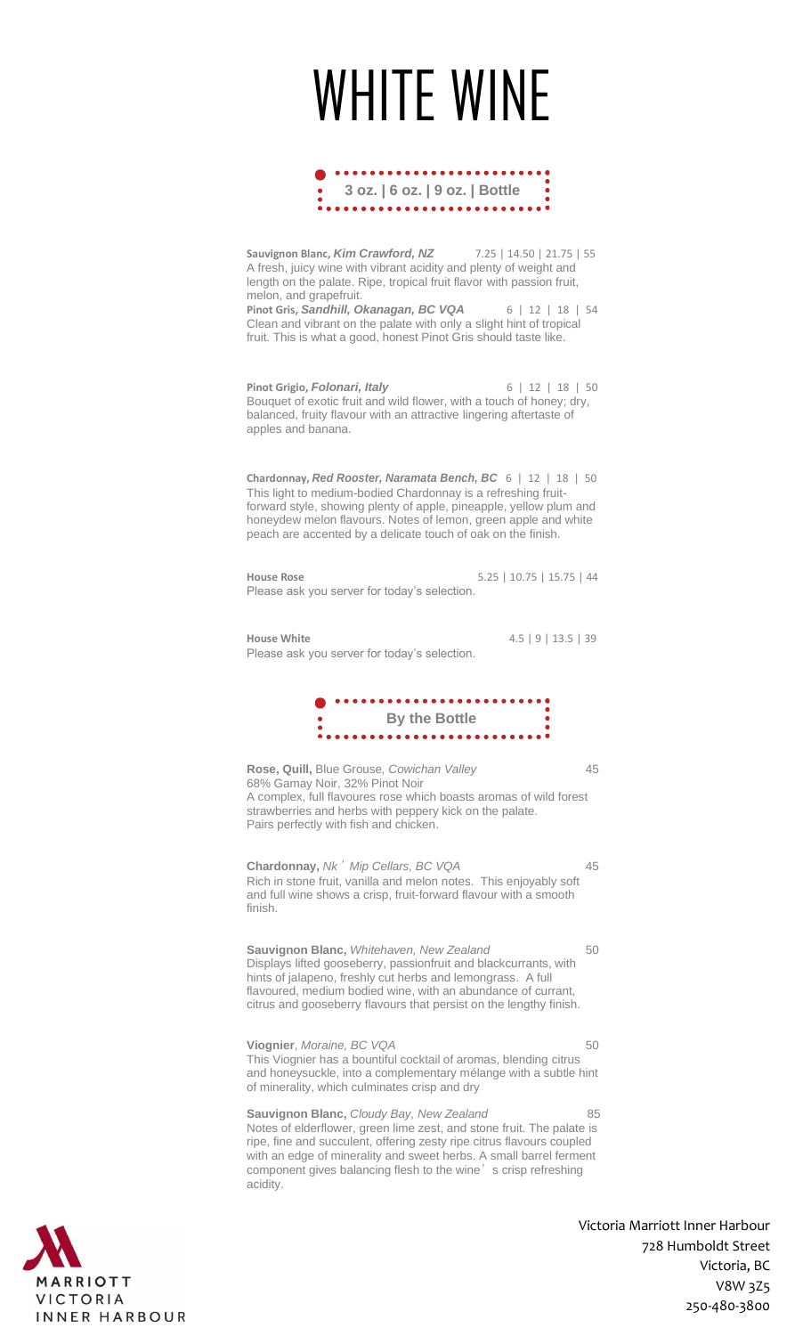# WHITE WINE

**3 oz. | 6 oz. | 9 oz. | Bottle**

**Sauvignon Blanc, *Kim Crawford, NZ*** 7.25 | 14.50 | 21.75 | 55
A fresh, juicy wine with vibrant acidity and plenty of weight and length on the palate. Ripe, tropical fruit flavor with passion fruit, melon, and grapefruit.

**Pinot Gris, *Sandhill, Okanagan, BC VQA*** 6 | 12 | 18 | 54
Clean and vibrant on the palate with only a slight hint of tropical fruit. This is what a good, honest Pinot Gris should taste like.

**Pinot Grigio, *Folonari, Italy*** 6 | 12 | 18 | 50
Bouquet of exotic fruit and wild flower, with a touch of honey; dry, balanced, fruity flavour with an attractive lingering aftertaste of apples and banana.

**Chardonnay, *Red Rooster, Naramata Bench, BC*** 6 | 12 | 18 | 50
This light to medium-bodied Chardonnay is a refreshing fruit-forward style, showing plenty of apple, pineapple, yellow plum and honeydew melon flavours. Notes of lemon, green apple and white peach are accented by a delicate touch of oak on the finish.

**House Rose** 5.25 | 10.75 | 15.75 | 44
Please ask you server for today's selection.

**House White** 4.5 | 9 | 13.5 | 39
Please ask you server for today's selection.

**By the Bottle**

**Rose, Quill,** Blue Grouse, *Cowichan Valley* 45
68% Gamay Noir, 32% Pinot Noir
A complex, full flavoures rose which boasts aromas of wild forest strawberries and herbs with peppery kick on the palate. Pairs perfectly with fish and chicken.

**Chardonnay,** *Nk'Mip Cellars, BC VQA* 45
Rich in stone fruit, vanilla and melon notes. This enjoyably soft and full wine shows a crisp, fruit-forward flavour with a smooth finish.

**Sauvignon Blanc,** *Whitehaven, New Zealand* 50
Displays lifted gooseberry, passionfruit and blackcurrants, with hints of jalapeno, freshly cut herbs and lemongrass. A full flavoured, medium bodied wine, with an abundance of currant, citrus and gooseberry flavours that persist on the lengthy finish.

**Viognier**, *Moraine, BC VQA* 50
This Viognier has a bountiful cocktail of aromas, blending citrus and honeysuckle, into a complementary mélange with a subtle hint of minerality, which culminates crisp and dry

**Sauvignon Blanc,** *Cloudy Bay, New Zealand* 85
Notes of elderflower, green lime zest, and stone fruit. The palate is ripe, fine and succulent, offering zesty ripe citrus flavours coupled with an edge of minerality and sweet herbs. A small barrel ferment component gives balancing flesh to the wine's crisp refreshing acidity.

MARRIOTT
VICTORIA
INNER HARBOUR

Victoria Marriott Inner Harbour
728 Humboldt Street
Victoria, BC
V8W 3Z5
250-480-3800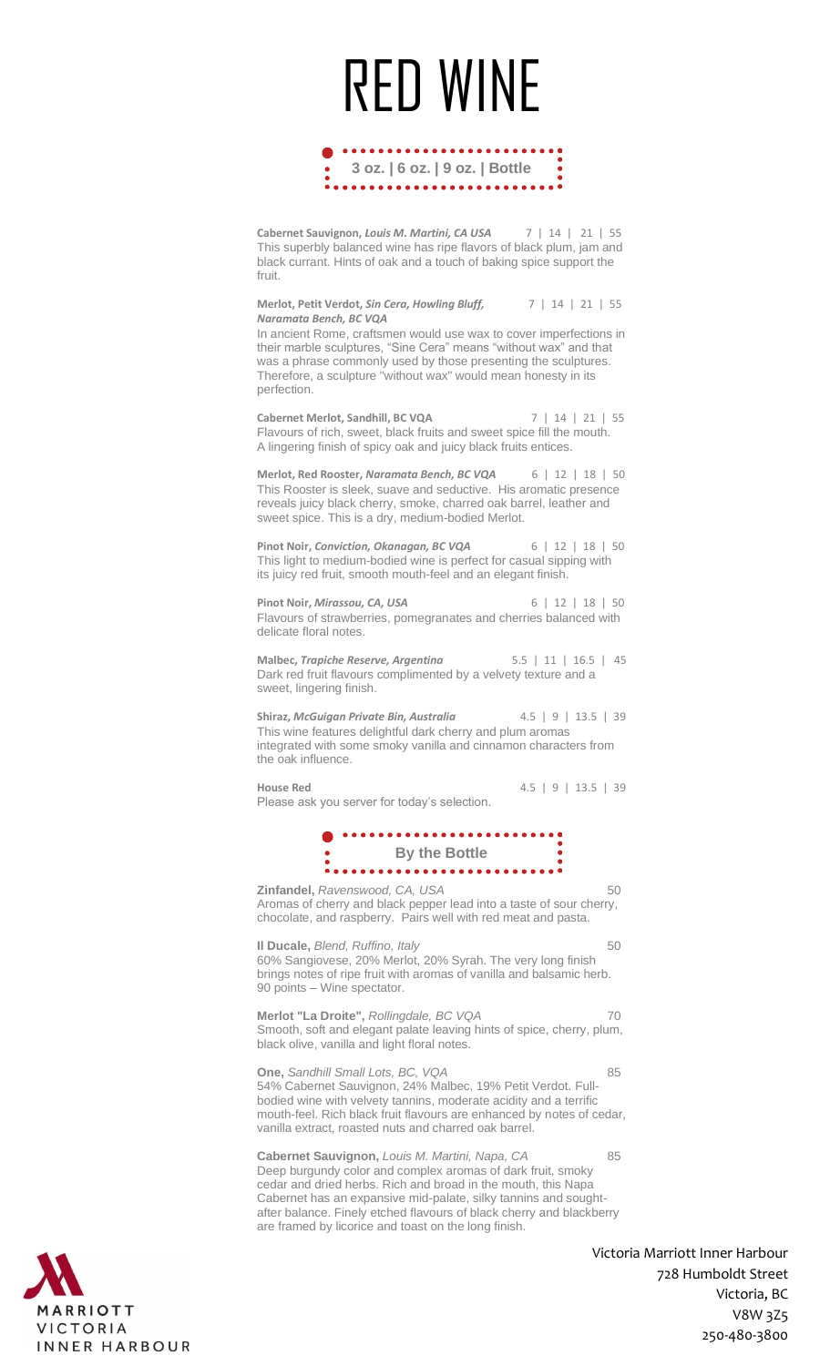# RED WINE

**3 oz. | 6 oz. | 9 oz. | Bottle**

**Cabernet Sauvignon, *Louis M. Martini, CA USA*** 7 | 14 | 21 | 55
This superbly balanced wine has ripe flavors of black plum, jam and black currant. Hints of oak and a touch of baking spice support the fruit.

**Merlot, Petit Verdot, *Sin Cera, Howling Bluff, Naramata Bench, BC VQA*** 7 | 14 | 21 | 55
In ancient Rome, craftsmen would use wax to cover imperfections in their marble sculptures, "Sine Cera" means "without wax" and that was a phrase commonly used by those presenting the sculptures. Therefore, a sculpture "without wax" would mean honesty in its perfection.

**Cabernet Merlot, Sandhill, BC VQA** 7 | 14 | 21 | 55
Flavours of rich, sweet, black fruits and sweet spice fill the mouth. A lingering finish of spicy oak and juicy black fruits entices.

**Merlot, Red Rooster, *Naramata Bench, BC VQA*** 6 | 12 | 18 | 50
This Rooster is sleek, suave and seductive. His aromatic presence reveals juicy black cherry, smoke, charred oak barrel, leather and sweet spice. This is a dry, medium-bodied Merlot.

**Pinot Noir, *Conviction, Okanagan, BC VQA*** 6 | 12 | 18 | 50
This light to medium-bodied wine is perfect for casual sipping with its juicy red fruit, smooth mouth-feel and an elegant finish.

**Pinot Noir, *Mirassou, CA, USA*** 6 | 12 | 18 | 50
Flavours of strawberries, pomegranates and cherries balanced with delicate floral notes.

**Malbec, *Trapiche Reserve, Argentina*** 5.5 | 11 | 16.5 | 45
Dark red fruit flavours complimented by a velvety texture and a sweet, lingering finish.

**Shiraz, *McGuigan Private Bin, Australia*** 4.5 | 9 | 13.5 | 39
This wine features delightful dark cherry and plum aromas integrated with some smoky vanilla and cinnamon characters from the oak influence.

**House Red** 4.5 | 9 | 13.5 | 39
Please ask you server for today's selection.

**By the Bottle**

**Zinfandel,** *Ravenswood, CA, USA* 50
Aromas of cherry and black pepper lead into a taste of sour cherry, chocolate, and raspberry. Pairs well with red meat and pasta.

**Il Ducale,** *Blend, Ruffino, Italy* 50
60% Sangiovese, 20% Merlot, 20% Syrah. The very long finish brings notes of ripe fruit with aromas of vanilla and balsamic herb. 90 points – Wine spectator.

**Merlot "La Droite",** *Rollingdale, BC VQA* 70
Smooth, soft and elegant palate leaving hints of spice, cherry, plum, black olive, vanilla and light floral notes.

**One,** *Sandhill Small Lots, BC, VQA* 85
54% Cabernet Sauvignon, 24% Malbec, 19% Petit Verdot. Full-bodied wine with velvety tannins, moderate acidity and a terrific mouth-feel. Rich black fruit flavours are enhanced by notes of cedar, vanilla extract, roasted nuts and charred oak barrel.

**Cabernet Sauvignon,** *Louis M. Martini, Napa, CA* 85
Deep burgundy color and complex aromas of dark fruit, smoky cedar and dried herbs. Rich and broad in the mouth, this Napa Cabernet has an expansive mid-palate, silky tannins and sought-after balance. Finely etched flavours of black cherry and blackberry are framed by licorice and toast on the long finish.

MARRIOTT
VICTORIA
INNER HARBOUR

Victoria Marriott Inner Harbour
728 Humboldt Street
Victoria, BC
V8W 3Z5
250-480-3800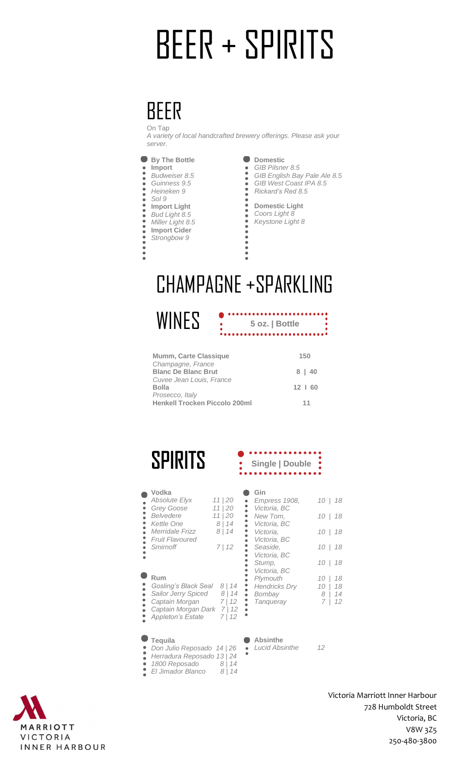# BEER + SPIRITS

## BEER

On Tap

*A variety of local handcrafted brewery offerings. Please ask your server.*

**By The Bottle**

**Import**
- *Budweiser 8.5*
- *Guinness 9.5*
- *Heineken 9*
- *Sol 9*

**Import Light**
- *Bud Light 8.5*
- *Miller Light 8.5*

**Import Cider**
- *Strongbow 9*

**Domestic**
- *GIB Pilsner 8.5*
- *GIB English Bay Pale Ale 8.5*
- *GIB West Coast IPA 8.5*
- *Rickard's Red 8.5*

**Domestic Light**
- *Coors Light 8*
- *Keystone Light 8*

## CHAMPAGNE +SPARKLING WINES

| | 5 oz. \| Bottle |
|---|---|
| **Mumm, Carte Classique**<br>*Champagne, France* | 150 |
| **Blanc De Blanc Brut**<br>*Cuvee Jean Louis, France* | 8 \| 40 |
| **Bolla**<br>*Prosecco, Italy* | 12 \| 60 |
| **Henkell Trocken Piccolo 200ml** | 11 |

## SPIRITS

Single | Double

**Vodka**

| | |
|---|---|
| *Absolute Elyx* | 11 \| 20 |
| *Grey Goose* | 11 \| 20 |
| *Belvedere* | 11 \| 20 |
| *Kettle One* | 8 \| 14 |
| *Merridale Frizz Fruit Flavoured* | 8 \| 14 |
| *Smirnoff* | 7 \| 12 |

**Rum**

| | |
|---|---|
| *Gosling's Black Seal* | 8 \| 14 |
| *Sailor Jerry Spiced* | 8 \| 14 |
| *Captain Morgan* | 7 \| 12 |
| *Captain Morgan Dark* | 7 \| 12 |
| *Appleton's Estate* | 7 \| 12 |

**Gin**

| | |
|---|---|
| *Empress 1908, Victoria, BC* | 10 \| 18 |
| *New Tom, Victoria, BC* | 10 \| 18 |
| *Victoria, Victoria, BC* | 10 \| 18 |
| *Seaside, Victoria, BC* | 10 \| 18 |
| *Stump, Victoria, BC* | 10 \| 18 |
| *Plymouth* | 10 \| 18 |
| *Hendricks Dry* | 10 \| 18 |
| *Bombay* | 8 \| 14 |
| *Tanqueray* | 7 \| 12 |

**Tequila**

| | |
|---|---|
| *Don Julio Reposado* | 14 \| 26 |
| *Herradura Reposado* | 13 \| 24 |
| *1800 Reposado* | 8 \| 14 |
| *El Jimador Blanco* | 8 \| 14 |

**Absinthe**

| | |
|---|---|
| *Lucid Absinthe* | 12 |

MARRIOTT VICTORIA INNER HARBOUR

Victoria Marriott Inner Harbour
728 Humboldt Street
Victoria, BC
V8W 3Z5
250-480-3800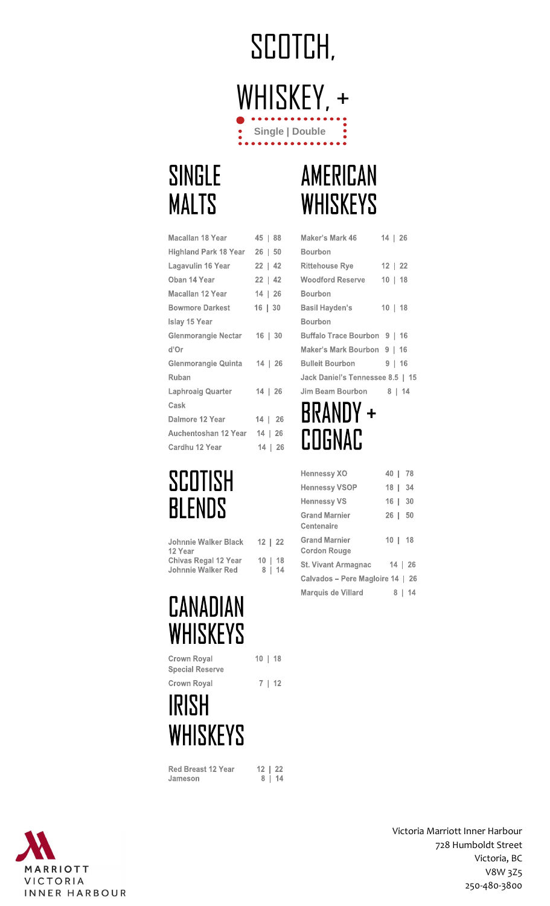# SCOTCH, WHISKEY, +

Single | Double

## SINGLE MALTS

| Item | Single \| Double |
|---|---|
| Macallan 18 Year | 45 \| 88 |
| Highland Park 18 Year | 26 \| 50 |
| Lagavulin 16 Year | 22 \| 42 |
| Oban 14 Year | 22 \| 42 |
| Macallan 12 Year | 14 \| 26 |
| Bowmore Darkest Islay 15 Year | 16 \| 30 |
| Glenmorangie Nectar d'Or | 16 \| 30 |
| Glenmorangie Quinta Ruban | 14 \| 26 |
| Laphroaig Quarter Cask | 14 \| 26 |
| Dalmore 12 Year | 14 \| 26 |
| Auchentoshan 12 Year | 14 \| 26 |
| Cardhu 12 Year | 14 \| 26 |

## SCOTISH BLENDS

| Item | Single \| Double |
|---|---|
| Johnnie Walker Black 12 Year | 12 \| 22 |
| Chivas Regal 12 Year | 10 \| 18 |
| Johnnie Walker Red | 8 \| 14 |

## CANADIAN WHISKEYS

| Item | Single \| Double |
|---|---|
| Crown Royal Special Reserve | 10 \| 18 |
| Crown Royal | 7 \| 12 |

## IRISH WHISKEYS

| Item | Single \| Double |
|---|---|
| Red Breast 12 Year | 12 \| 22 |
| Jameson | 8 \| 14 |

## AMERICAN WHISKEYS

| Item | Single \| Double |
|---|---|
| Maker's Mark 46 Bourbon | 14 \| 26 |
| Rittehouse Rye | 12 \| 22 |
| Woodford Reserve Bourbon | 10 \| 18 |
| Basil Hayden's Bourbon | 10 \| 18 |
| Buffalo Trace Bourbon | 9 \| 16 |
| Maker's Mark Bourbon | 9 \| 16 |
| Bulleit Bourbon | 9 \| 16 |
| Jack Daniel's Tennessee | 8.5 \| 15 |
| Jim Beam Bourbon | 8 \| 14 |

## BRANDY + COGNAC

| Item | Single \| Double |
|---|---|
| Hennessy XO | 40 \| 78 |
| Hennessy VSOP | 18 \| 34 |
| Hennessy VS | 16 \| 30 |
| Grand Marnier Centenaire | 26 \| 50 |
| Grand Marnier Cordon Rouge | 10 \| 18 |
| St. Vivant Armagnac | 14 \| 26 |
| Calvados – Pere Magloire | 14 \| 26 |
| Marquis de Villard | 8 \| 14 |

MARRIOTT
VICTORIA
INNER HARBOUR

Victoria Marriott Inner Harbour
728 Humboldt Street
Victoria, BC
V8W 3Z5
250-480-3800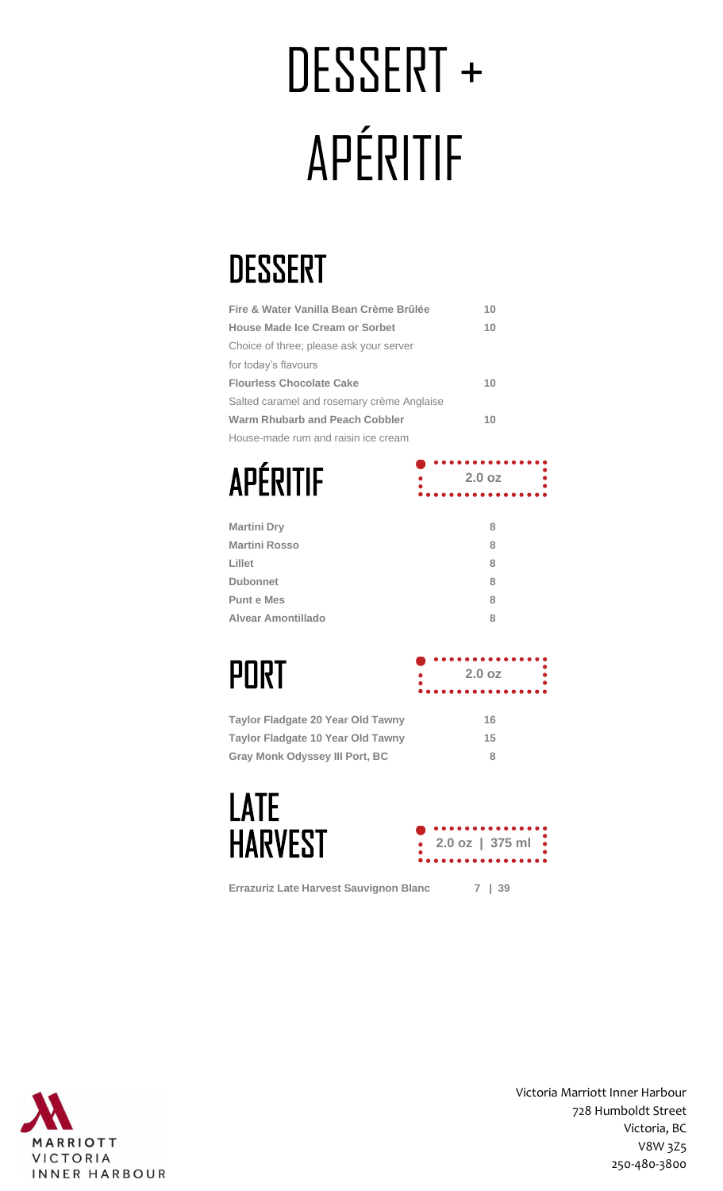# DESSERT + APÉRITIF

## DESSERT

| | |
|---|---|
| **Fire & Water Vanilla Bean Crème Brûlée** | 10 |
| **House Made Ice Cream or Sorbet** | 10 |
| Choice of three; please ask your server for today's flavours | |
| **Flourless Chocolate Cake** | 10 |
| Salted caramel and rosemary crème Anglaise | |
| **Warm Rhubarb and Peach Cobbler** | 10 |
| House-made rum and raisin ice cream | |

## APÉRITIF

| | 2.0 oz |
|---|---|
| **Martini Dry** | 8 |
| **Martini Rosso** | 8 |
| **Lillet** | 8 |
| **Dubonnet** | 8 |
| **Punt e Mes** | 8 |
| **Alvear Amontillado** | 8 |

## PORT

| | 2.0 oz |
|---|---|
| **Taylor Fladgate 20 Year Old Tawny** | 16 |
| **Taylor Fladgate 10 Year Old Tawny** | 15 |
| **Gray Monk Odyssey III Port, BC** | 8 |

## LATE HARVEST

| | 2.0 oz \| 375 ml |
|---|---|
| **Errazuriz Late Harvest Sauvignon Blanc** | 7 \| 39 |

MARRIOTT
VICTORIA
INNER HARBOUR

Victoria Marriott Inner Harbour
728 Humboldt Street
Victoria, BC
V8W 3Z5
250-480-3800